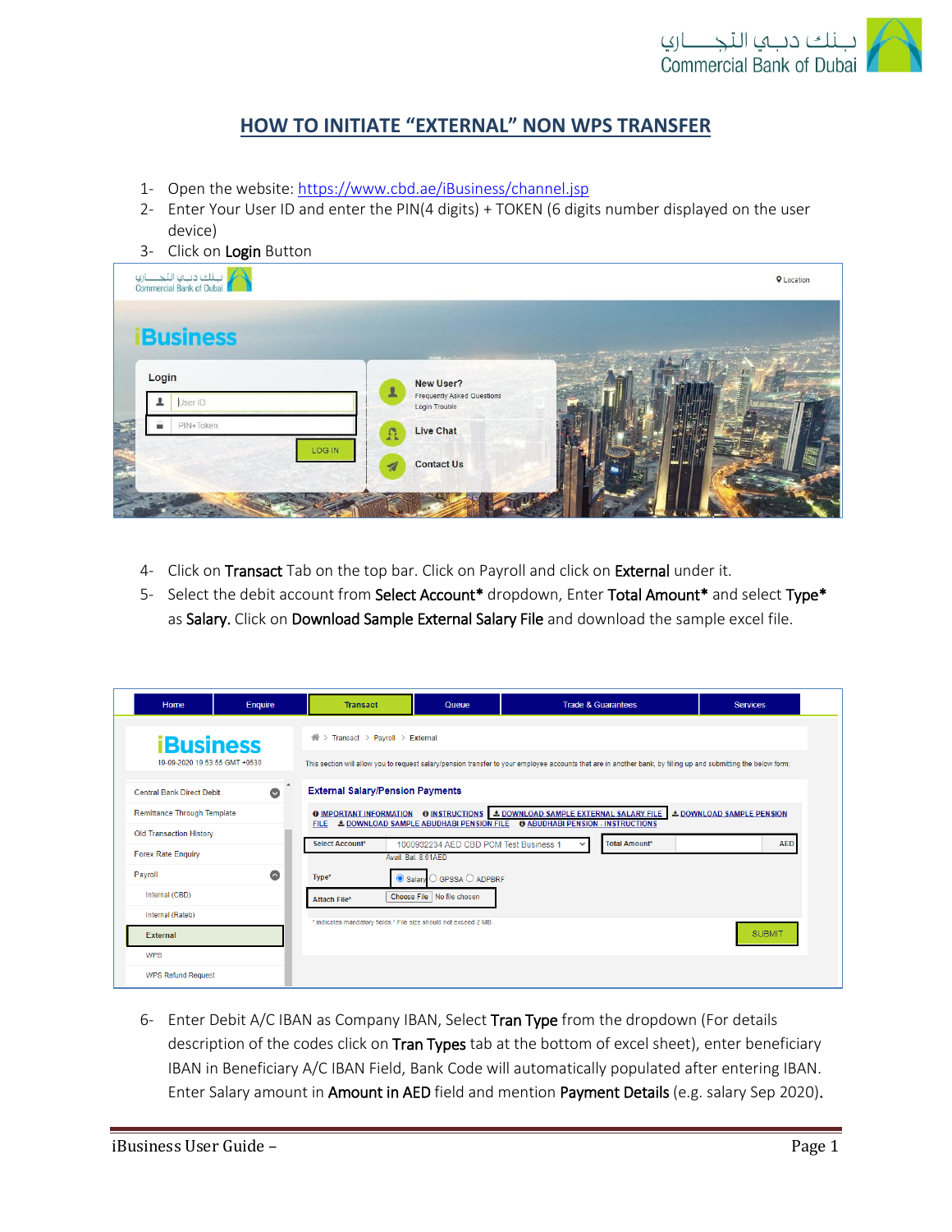# HOW TO INITIATE "EXTERNAL" NON WPS TRANSFER

1- Open the website: https://www.cbd.ae/iBusiness/channel.jsp
2- Enter Your User ID and enter the PIN(4 digits) + TOKEN (6 digits number displayed on the user device)
3- Click on **Login** Button

4- Click on **Transact** Tab on the top bar. Click on Payroll and click on **External** under it.
5- Select the debit account from **Select Account*** dropdown, Enter **Total Amount*** and select **Type*** as **Salary.** Click on **Download Sample External Salary File** and download the sample excel file.

6- Enter Debit A/C IBAN as Company IBAN, Select **Tran Type** from the dropdown (For details description of the codes click on **Tran Types** tab at the bottom of excel sheet), enter beneficiary IBAN in Beneficiary A/C IBAN Field, Bank Code will automatically populated after entering IBAN. Enter Salary amount in **Amount in AED** field and mention **Payment Details** (e.g. salary Sep 2020).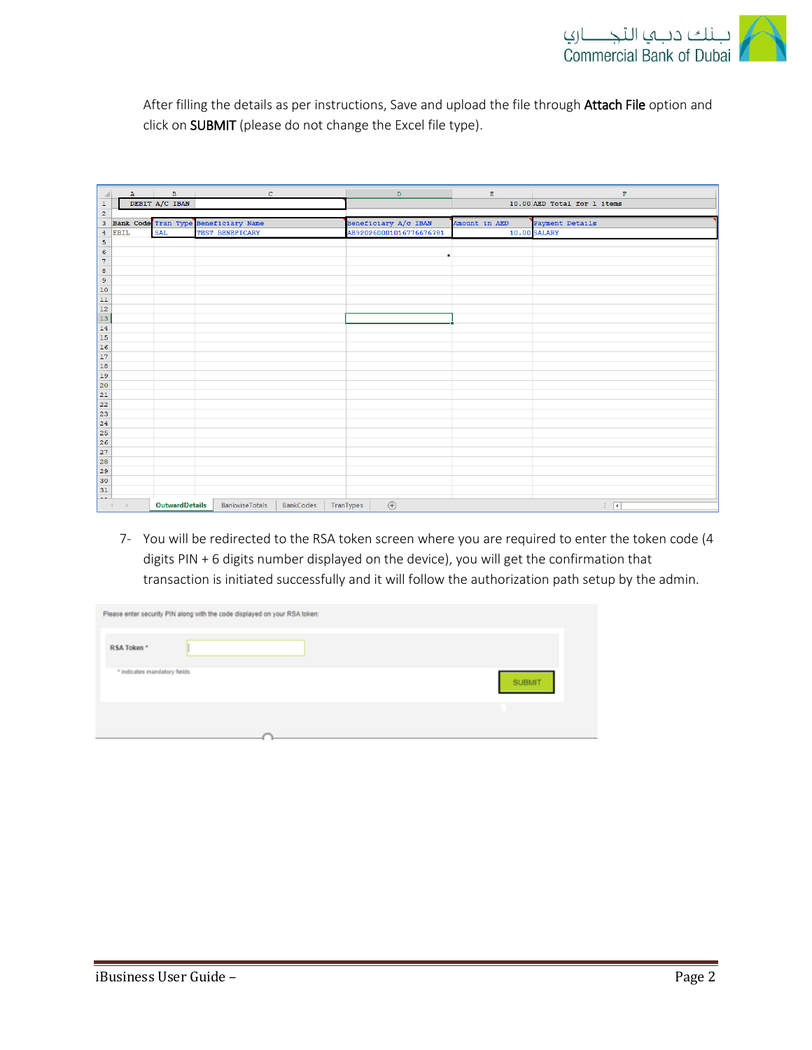After filling the details as per instructions, Save and upload the file through **Attach File** option and click on **SUBMIT** (please do not change the Excel file type).

| | A | B | C | D | E | F |
|---|---|---|---|---|---|---|
| 1 | DEBIT A/C IBAN | | | | 10.00 | AED Total for 1 items |
| 2 | | | | | | |
| 3 | Bank Code | Tran Type | Beneficiary Name | Beneficiary A/c IBAN | Amount in AED | Payment Details |
| 4 | EBIL | SAL | TEST BENEFICARY | AE920260001016776676781 | 10.00 | SALARY |

OutwardDetails | BankwiseTotals | BankCodes | TranTypes

7- You will be redirected to the RSA token screen where you are required to enter the token code (4 digits PIN + 6 digits number displayed on the device), you will get the confirmation that transaction is initiated successfully and it will follow the authorization path setup by the admin.

Please enter security PIN along with the code displayed on your RSA token:

RSA Token *

* indicates mandatory fields

SUBMIT